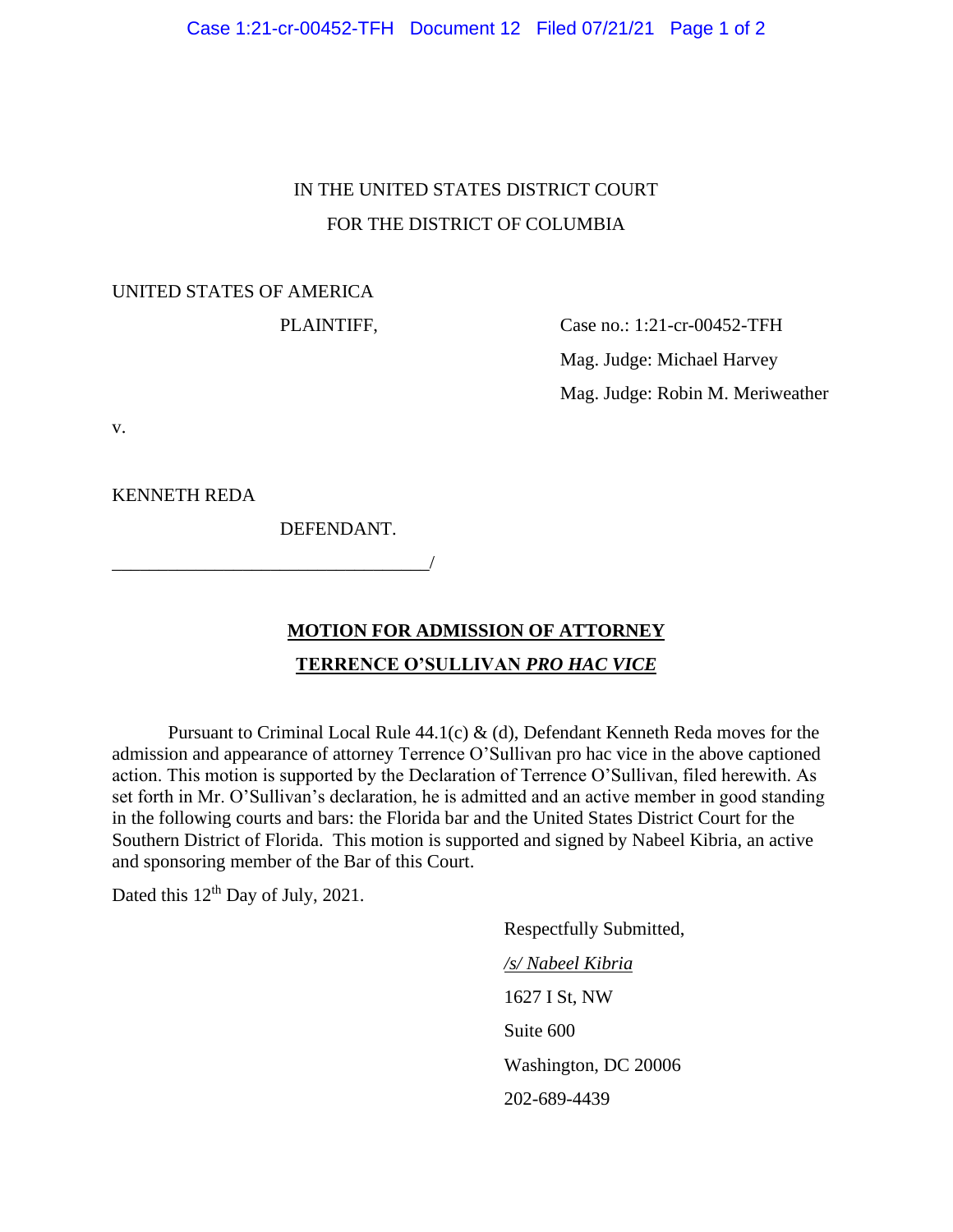IN THE UNITED STATES DISTRICT COURT
FOR THE DISTRICT OF COLUMBIA

UNITED STATES OF AMERICA

PLAINTIFF,

Case no.: 1:21-cr-00452-TFH

Mag. Judge: Michael Harvey

Mag. Judge: Robin M. Meriweather

v.

KENNETH REDA

DEFENDANT.

___________________________________/

**MOTION FOR ADMISSION OF ATTORNEY**
**TERRENCE O'SULLIVAN *PRO HAC VICE***

Pursuant to Criminal Local Rule 44.1(c) & (d), Defendant Kenneth Reda moves for the admission and appearance of attorney Terrence O'Sullivan pro hac vice in the above captioned action. This motion is supported by the Declaration of Terrence O'Sullivan, filed herewith. As set forth in Mr. O'Sullivan's declaration, he is admitted and an active member in good standing in the following courts and bars: the Florida bar and the United States District Court for the Southern District of Florida. This motion is supported and signed by Nabeel Kibria, an active and sponsoring member of the Bar of this Court.

Dated this 12th Day of July, 2021.

Respectfully Submitted,

*/s/ Nabeel Kibria*

1627 I St, NW

Suite 600

Washington, DC 20006

202-689-4439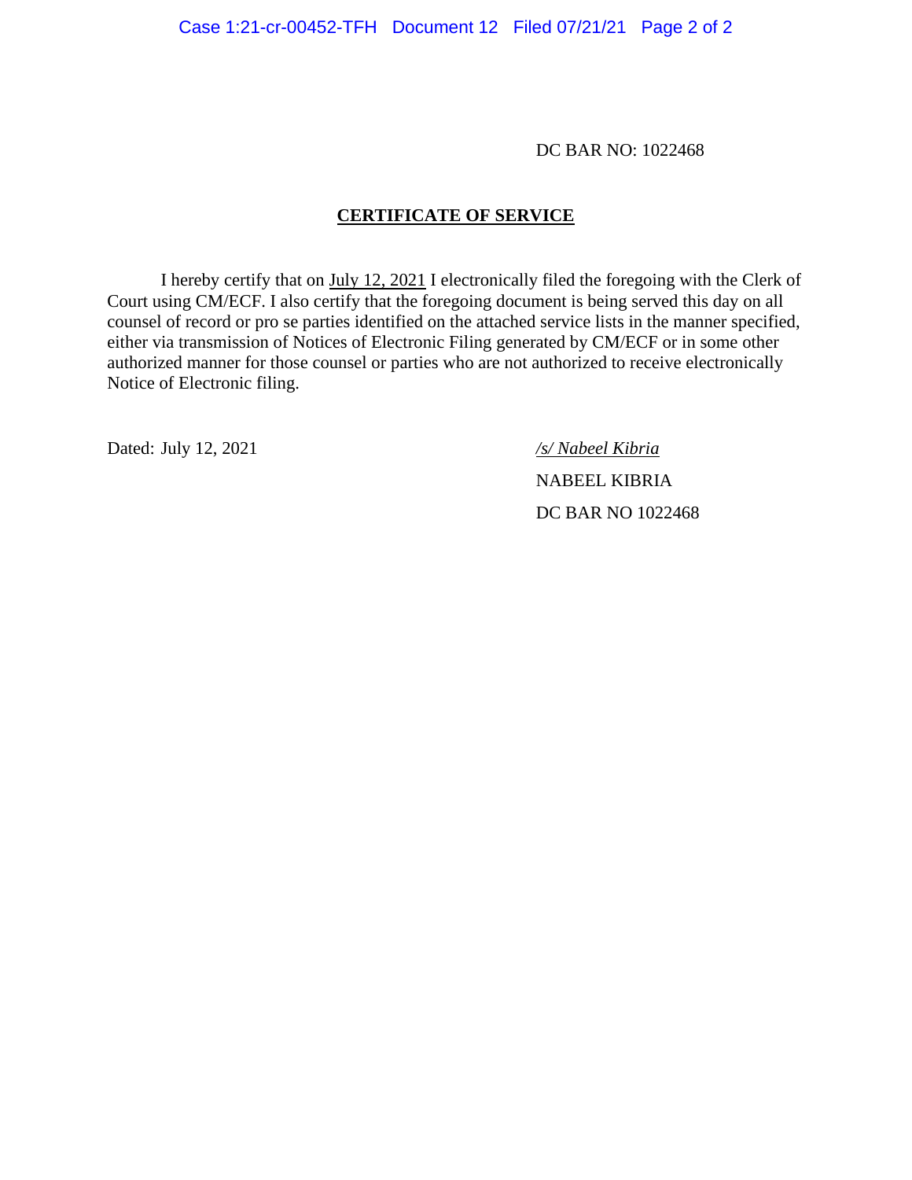DC BAR NO: 1022468

## CERTIFICATE OF SERVICE

I hereby certify that on July 12, 2021 I electronically filed the foregoing with the Clerk of Court using CM/ECF. I also certify that the foregoing document is being served this day on all counsel of record or pro se parties identified on the attached service lists in the manner specified, either via transmission of Notices of Electronic Filing generated by CM/ECF or in some other authorized manner for those counsel or parties who are not authorized to receive electronically Notice of Electronic filing.

Dated: July 12, 2021

*/s/ Nabeel Kibria*

NABEEL KIBRIA

DC BAR NO 1022468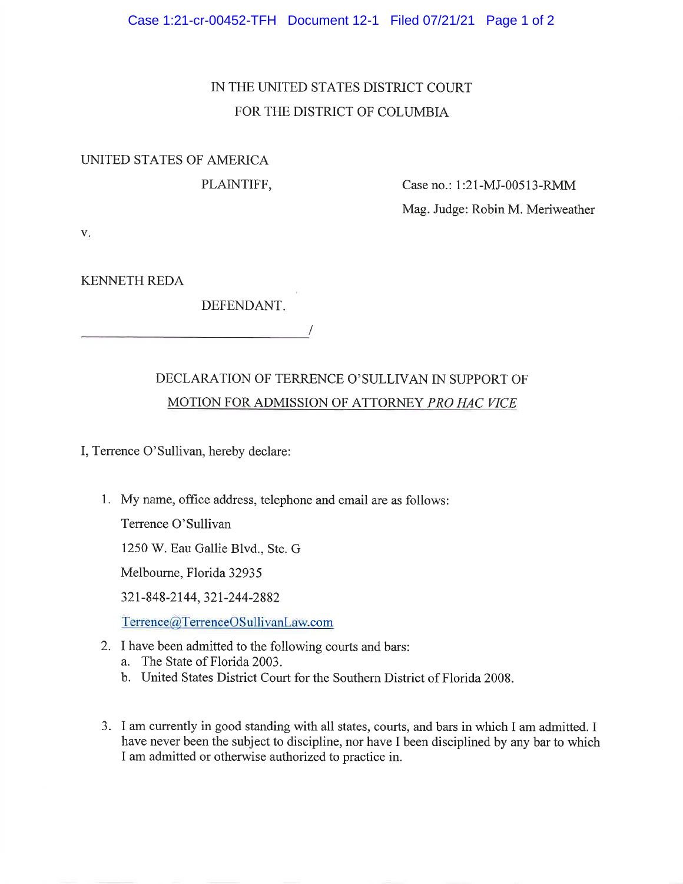IN THE UNITED STATES DISTRICT COURT
FOR THE DISTRICT OF COLUMBIA

UNITED STATES OF AMERICA

PLAINTIFF,

Case no.: 1:21-MJ-00513-RMM

Mag. Judge: Robin M. Meriweather

v.

KENNETH REDA

DEFENDANT.

______________________________/

## DECLARATION OF TERRENCE O'SULLIVAN IN SUPPORT OF MOTION FOR ADMISSION OF ATTORNEY *PRO HAC VICE*

I, Terrence O'Sullivan, hereby declare:

1. My name, office address, telephone and email are as follows:

   Terrence O'Sullivan

   1250 W. Eau Gallie Blvd., Ste. G

   Melbourne, Florida 32935

   321-848-2144, 321-244-2882

   Terrence@TerrenceOSullivanLaw.com

2. I have been admitted to the following courts and bars:
   a. The State of Florida 2003.
   b. United States District Court for the Southern District of Florida 2008.

3. I am currently in good standing with all states, courts, and bars in which I am admitted. I have never been the subject to discipline, nor have I been disciplined by any bar to which I am admitted or otherwise authorized to practice in.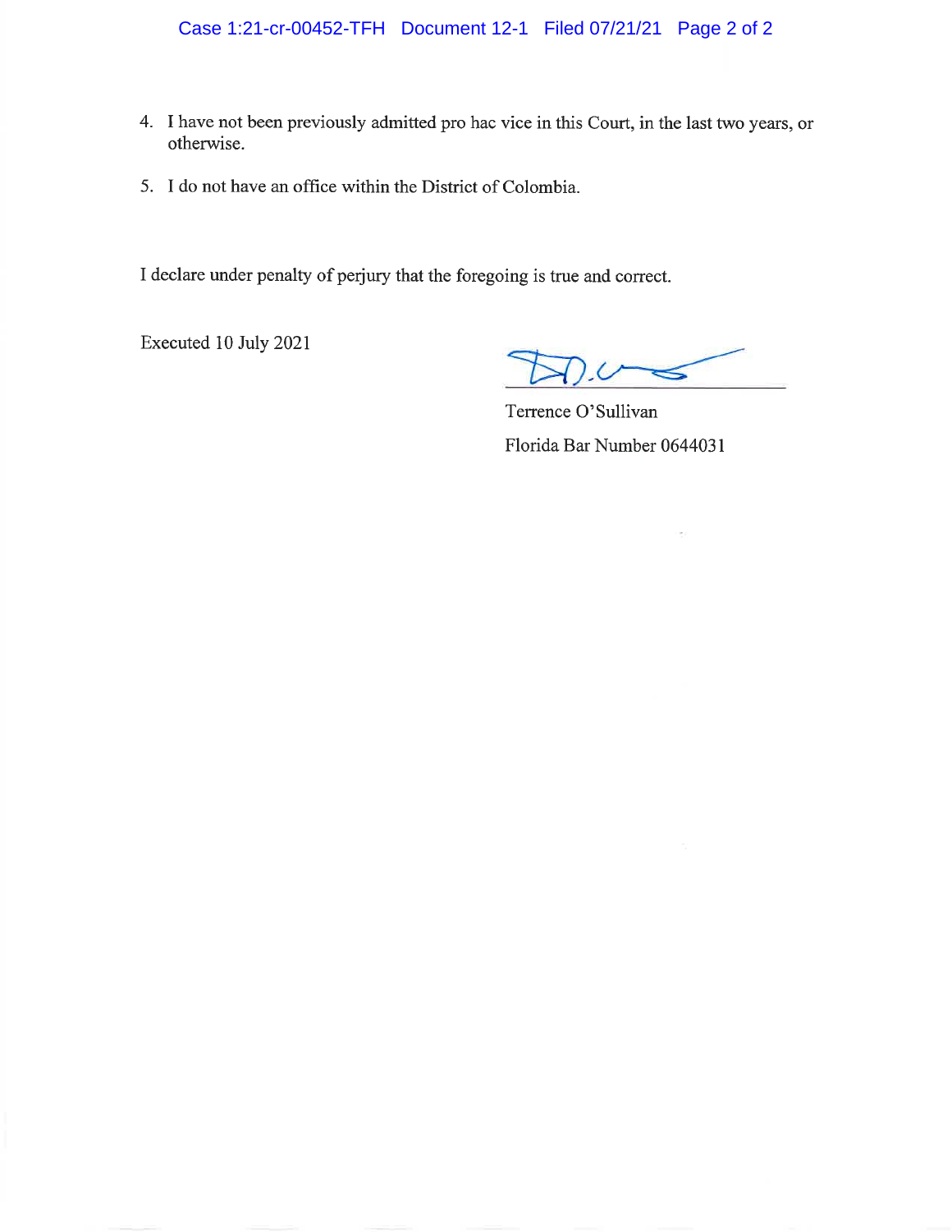4. I have not been previously admitted pro hac vice in this Court, in the last two years, or otherwise.

5. I do not have an office within the District of Colombia.

I declare under penalty of perjury that the foregoing is true and correct.

Executed 10 July 2021

Terrence O'Sullivan

Florida Bar Number 0644031